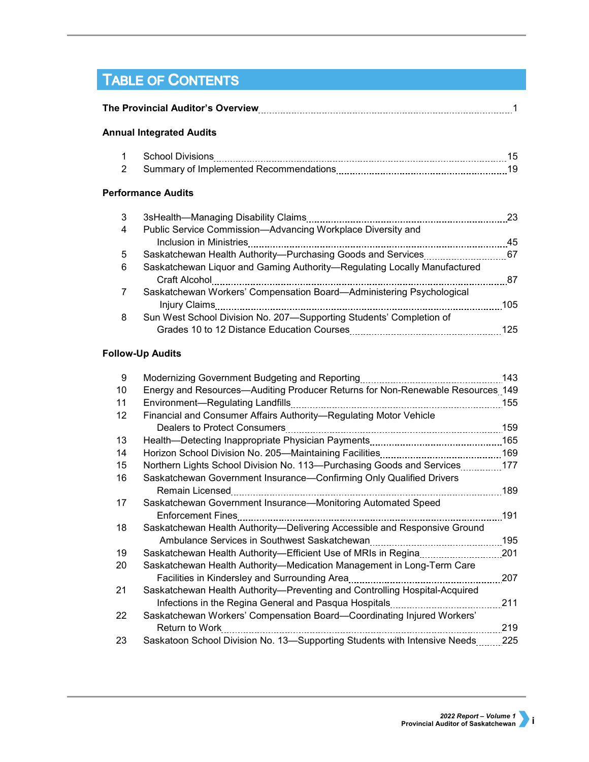# Table of Contents

**The Provincial Auditor's Overview** .......... 1

**Annual Integrated Audits**

| | | |
|---|---|---|
| 1 | School Divisions | 15 |
| 2 | Summary of Implemented Recommendations | 19 |

**Performance Audits**

| | | |
|---|---|---|
| 3 | 3sHealth—Managing Disability Claims | 23 |
| 4 | Public Service Commission—Advancing Workplace Diversity and Inclusion in Ministries | 45 |
| 5 | Saskatchewan Health Authority—Purchasing Goods and Services | 67 |
| 6 | Saskatchewan Liquor and Gaming Authority—Regulating Locally Manufactured Craft Alcohol | 87 |
| 7 | Saskatchewan Workers' Compensation Board—Administering Psychological Injury Claims | 105 |
| 8 | Sun West School Division No. 207—Supporting Students' Completion of Grades 10 to 12 Distance Education Courses | 125 |

**Follow-Up Audits**

| | | |
|---|---|---|
| 9 | Modernizing Government Budgeting and Reporting | 143 |
| 10 | Energy and Resources—Auditing Producer Returns for Non-Renewable Resources | 149 |
| 11 | Environment—Regulating Landfills | 155 |
| 12 | Financial and Consumer Affairs Authority—Regulating Motor Vehicle Dealers to Protect Consumers | 159 |
| 13 | Health—Detecting Inappropriate Physician Payments | 165 |
| 14 | Horizon School Division No. 205—Maintaining Facilities | 169 |
| 15 | Northern Lights School Division No. 113—Purchasing Goods and Services | 177 |
| 16 | Saskatchewan Government Insurance—Confirming Only Qualified Drivers Remain Licensed | 189 |
| 17 | Saskatchewan Government Insurance—Monitoring Automated Speed Enforcement Fines | 191 |
| 18 | Saskatchewan Health Authority—Delivering Accessible and Responsive Ground Ambulance Services in Southwest Saskatchewan | 195 |
| 19 | Saskatchewan Health Authority—Efficient Use of MRIs in Regina | 201 |
| 20 | Saskatchewan Health Authority—Medication Management in Long-Term Care Facilities in Kindersley and Surrounding Area | 207 |
| 21 | Saskatchewan Health Authority—Preventing and Controlling Hospital-Acquired Infections in the Regina General and Pasqua Hospitals | 211 |
| 22 | Saskatchewan Workers' Compensation Board—Coordinating Injured Workers' Return to Work | 219 |
| 23 | Saskatoon School Division No. 13—Supporting Students with Intensive Needs | 225 |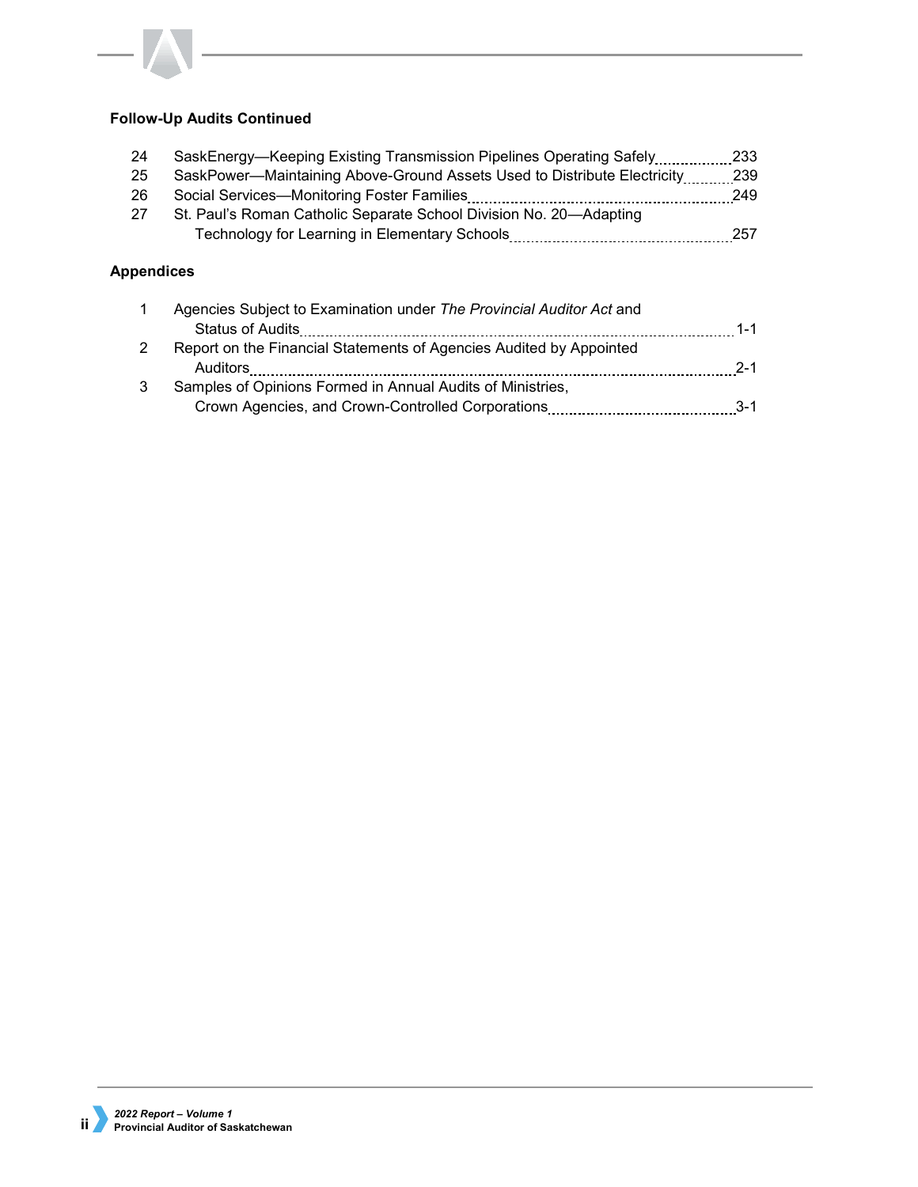**Follow-Up Audits Continued**

| | | |
|---|---|---|
| 24 | SaskEnergy—Keeping Existing Transmission Pipelines Operating Safely | 233 |
| 25 | SaskPower—Maintaining Above-Ground Assets Used to Distribute Electricity | 239 |
| 26 | Social Services—Monitoring Foster Families | 249 |
| 27 | St. Paul's Roman Catholic Separate School Division No. 20—Adapting Technology for Learning in Elementary Schools | 257 |

**Appendices**

| | | |
|---|---|---|
| 1 | Agencies Subject to Examination under *The Provincial Auditor Act* and Status of Audits | 1-1 |
| 2 | Report on the Financial Statements of Agencies Audited by Appointed Auditors | 2-1 |
| 3 | Samples of Opinions Formed in Annual Audits of Ministries, Crown Agencies, and Crown-Controlled Corporations | 3-1 |